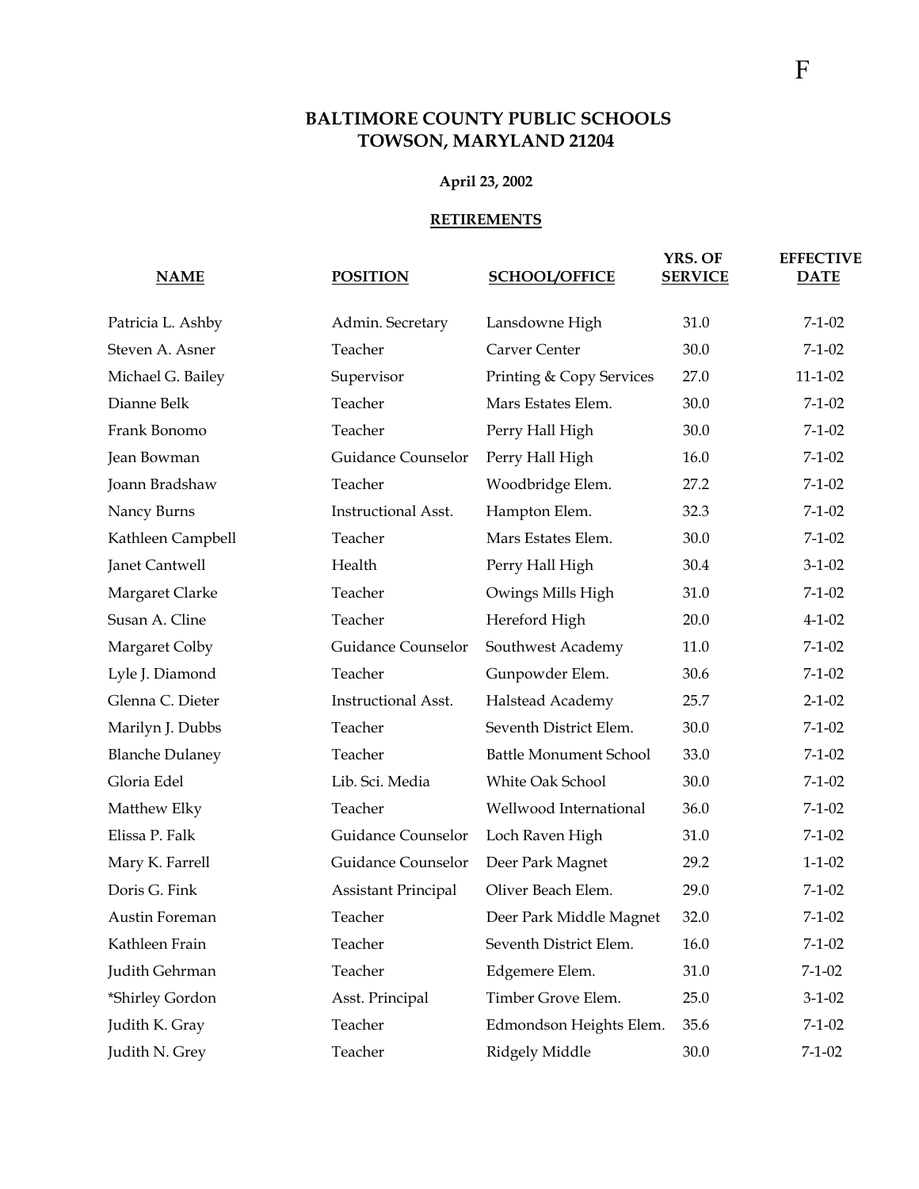# BALTIMORE COUNTY PUBLIC SCHOOLS
# TOWSON, MARYLAND 21204

**April 23, 2002**

**RETIREMENTS**

| NAME | POSITION | SCHOOL/OFFICE | YRS. OF SERVICE | EFFECTIVE DATE |
|---|---|---|---|---|
| Patricia L. Ashby | Admin. Secretary | Lansdowne High | 31.0 | 7-1-02 |
| Steven A. Asner | Teacher | Carver Center | 30.0 | 7-1-02 |
| Michael G. Bailey | Supervisor | Printing & Copy Services | 27.0 | 11-1-02 |
| Dianne Belk | Teacher | Mars Estates Elem. | 30.0 | 7-1-02 |
| Frank Bonomo | Teacher | Perry Hall High | 30.0 | 7-1-02 |
| Jean Bowman | Guidance Counselor | Perry Hall High | 16.0 | 7-1-02 |
| Joann Bradshaw | Teacher | Woodbridge Elem. | 27.2 | 7-1-02 |
| Nancy Burns | Instructional Asst. | Hampton Elem. | 32.3 | 7-1-02 |
| Kathleen Campbell | Teacher | Mars Estates Elem. | 30.0 | 7-1-02 |
| Janet Cantwell | Health | Perry Hall High | 30.4 | 3-1-02 |
| Margaret Clarke | Teacher | Owings Mills High | 31.0 | 7-1-02 |
| Susan A. Cline | Teacher | Hereford High | 20.0 | 4-1-02 |
| Margaret Colby | Guidance Counselor | Southwest Academy | 11.0 | 7-1-02 |
| Lyle J. Diamond | Teacher | Gunpowder Elem. | 30.6 | 7-1-02 |
| Glenna C. Dieter | Instructional Asst. | Halstead Academy | 25.7 | 2-1-02 |
| Marilyn J. Dubbs | Teacher | Seventh District Elem. | 30.0 | 7-1-02 |
| Blanche Dulaney | Teacher | Battle Monument School | 33.0 | 7-1-02 |
| Gloria Edel | Lib. Sci. Media | White Oak School | 30.0 | 7-1-02 |
| Matthew Elky | Teacher | Wellwood International | 36.0 | 7-1-02 |
| Elissa P. Falk | Guidance Counselor | Loch Raven High | 31.0 | 7-1-02 |
| Mary K. Farrell | Guidance Counselor | Deer Park Magnet | 29.2 | 1-1-02 |
| Doris G. Fink | Assistant Principal | Oliver Beach Elem. | 29.0 | 7-1-02 |
| Austin Foreman | Teacher | Deer Park Middle Magnet | 32.0 | 7-1-02 |
| Kathleen Frain | Teacher | Seventh District Elem. | 16.0 | 7-1-02 |
| Judith Gehrman | Teacher | Edgemere Elem. | 31.0 | 7-1-02 |
| *Shirley Gordon | Asst. Principal | Timber Grove Elem. | 25.0 | 3-1-02 |
| Judith K. Gray | Teacher | Edmondson Heights Elem. | 35.6 | 7-1-02 |
| Judith N. Grey | Teacher | Ridgely Middle | 30.0 | 7-1-02 |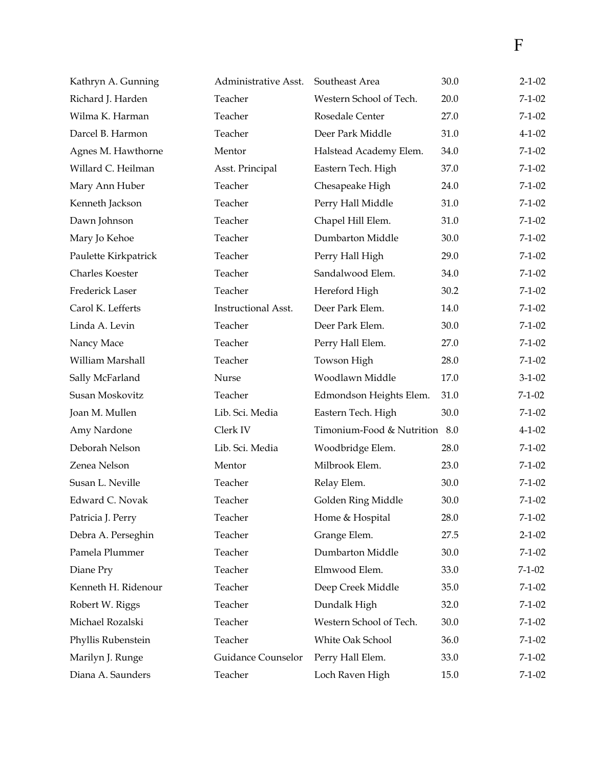F

| | | | | |
|---|---|---|---|---|
| Kathryn A. Gunning | Administrative Asst. | Southeast Area | 30.0 | 2-1-02 |
| Richard J. Harden | Teacher | Western School of Tech. | 20.0 | 7-1-02 |
| Wilma K. Harman | Teacher | Rosedale Center | 27.0 | 7-1-02 |
| Darcel B. Harmon | Teacher | Deer Park Middle | 31.0 | 4-1-02 |
| Agnes M. Hawthorne | Mentor | Halstead Academy Elem. | 34.0 | 7-1-02 |
| Willard C. Heilman | Asst. Principal | Eastern Tech. High | 37.0 | 7-1-02 |
| Mary Ann Huber | Teacher | Chesapeake High | 24.0 | 7-1-02 |
| Kenneth Jackson | Teacher | Perry Hall Middle | 31.0 | 7-1-02 |
| Dawn Johnson | Teacher | Chapel Hill Elem. | 31.0 | 7-1-02 |
| Mary Jo Kehoe | Teacher | Dumbarton Middle | 30.0 | 7-1-02 |
| Paulette Kirkpatrick | Teacher | Perry Hall High | 29.0 | 7-1-02 |
| Charles Koester | Teacher | Sandalwood Elem. | 34.0 | 7-1-02 |
| Frederick Laser | Teacher | Hereford High | 30.2 | 7-1-02 |
| Carol K. Lefferts | Instructional Asst. | Deer Park Elem. | 14.0 | 7-1-02 |
| Linda A. Levin | Teacher | Deer Park Elem. | 30.0 | 7-1-02 |
| Nancy Mace | Teacher | Perry Hall Elem. | 27.0 | 7-1-02 |
| William Marshall | Teacher | Towson High | 28.0 | 7-1-02 |
| Sally McFarland | Nurse | Woodlawn Middle | 17.0 | 3-1-02 |
| Susan Moskovitz | Teacher | Edmondson Heights Elem. | 31.0 | 7-1-02 |
| Joan M. Mullen | Lib. Sci. Media | Eastern Tech. High | 30.0 | 7-1-02 |
| Amy Nardone | Clerk IV | Timonium-Food & Nutrition | 8.0 | 4-1-02 |
| Deborah Nelson | Lib. Sci. Media | Woodbridge Elem. | 28.0 | 7-1-02 |
| Zenea Nelson | Mentor | Milbrook Elem. | 23.0 | 7-1-02 |
| Susan L. Neville | Teacher | Relay Elem. | 30.0 | 7-1-02 |
| Edward C. Novak | Teacher | Golden Ring Middle | 30.0 | 7-1-02 |
| Patricia J. Perry | Teacher | Home & Hospital | 28.0 | 7-1-02 |
| Debra A. Perseghin | Teacher | Grange Elem. | 27.5 | 2-1-02 |
| Pamela Plummer | Teacher | Dumbarton Middle | 30.0 | 7-1-02 |
| Diane Pry | Teacher | Elmwood Elem. | 33.0 | 7-1-02 |
| Kenneth H. Ridenour | Teacher | Deep Creek Middle | 35.0 | 7-1-02 |
| Robert W. Riggs | Teacher | Dundalk High | 32.0 | 7-1-02 |
| Michael Rozalski | Teacher | Western School of Tech. | 30.0 | 7-1-02 |
| Phyllis Rubenstein | Teacher | White Oak School | 36.0 | 7-1-02 |
| Marilyn J. Runge | Guidance Counselor | Perry Hall Elem. | 33.0 | 7-1-02 |
| Diana A. Saunders | Teacher | Loch Raven High | 15.0 | 7-1-02 |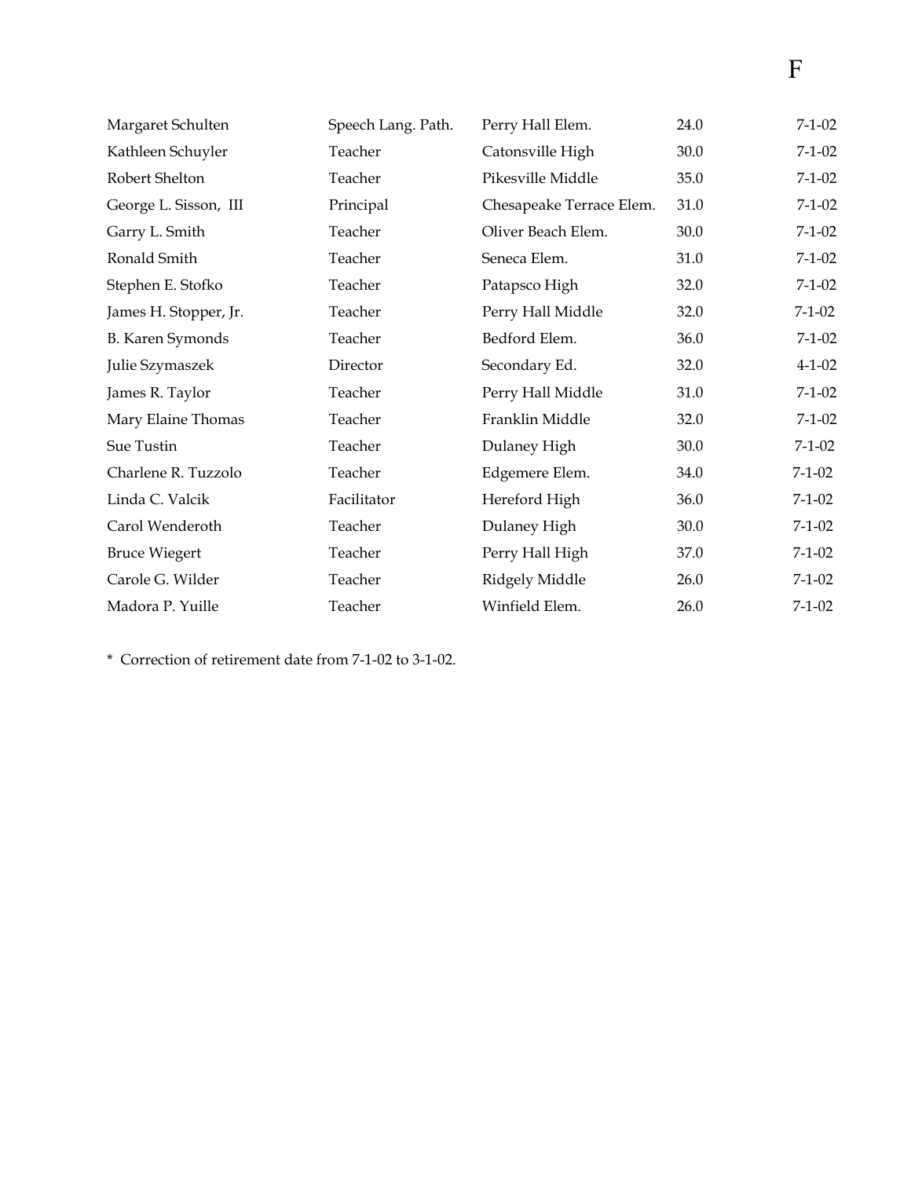F

| | | | | |
|---|---|---|---|---|
| Margaret Schulten | Speech Lang. Path. | Perry Hall Elem. | 24.0 | 7-1-02 |
| Kathleen Schuyler | Teacher | Catonsville High | 30.0 | 7-1-02 |
| Robert Shelton | Teacher | Pikesville Middle | 35.0 | 7-1-02 |
| George L. Sisson, III | Principal | Chesapeake Terrace Elem. | 31.0 | 7-1-02 |
| Garry L. Smith | Teacher | Oliver Beach Elem. | 30.0 | 7-1-02 |
| Ronald Smith | Teacher | Seneca Elem. | 31.0 | 7-1-02 |
| Stephen E. Stofko | Teacher | Patapsco High | 32.0 | 7-1-02 |
| James H. Stopper, Jr. | Teacher | Perry Hall Middle | 32.0 | 7-1-02 |
| B. Karen Symonds | Teacher | Bedford Elem. | 36.0 | 7-1-02 |
| Julie Szymaszek | Director | Secondary Ed. | 32.0 | 4-1-02 |
| James R. Taylor | Teacher | Perry Hall Middle | 31.0 | 7-1-02 |
| Mary Elaine Thomas | Teacher | Franklin Middle | 32.0 | 7-1-02 |
| Sue Tustin | Teacher | Dulaney High | 30.0 | 7-1-02 |
| Charlene R. Tuzzolo | Teacher | Edgemere Elem. | 34.0 | 7-1-02 |
| Linda C. Valcik | Facilitator | Hereford High | 36.0 | 7-1-02 |
| Carol Wenderoth | Teacher | Dulaney High | 30.0 | 7-1-02 |
| Bruce Wiegert | Teacher | Perry Hall High | 37.0 | 7-1-02 |
| Carole G. Wilder | Teacher | Ridgely Middle | 26.0 | 7-1-02 |
| Madora P. Yuille | Teacher | Winfield Elem. | 26.0 | 7-1-02 |

* Correction of retirement date from 7-1-02 to 3-1-02.